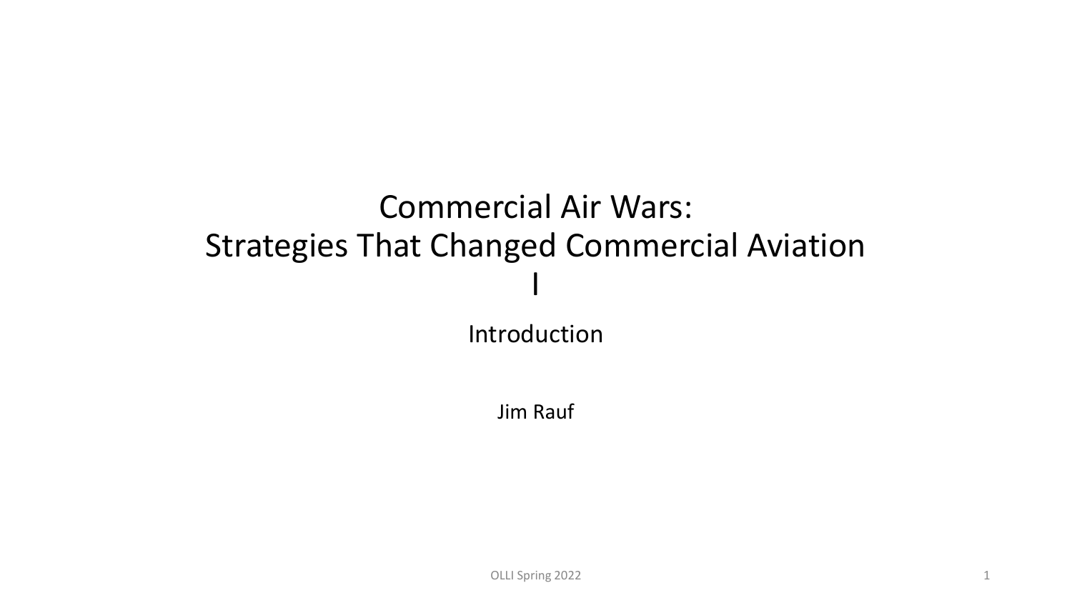# Commercial Air Wars: Strategies That Changed Commercial Aviation I

## Introduction

Jim Rauf

OLLI Spring 2022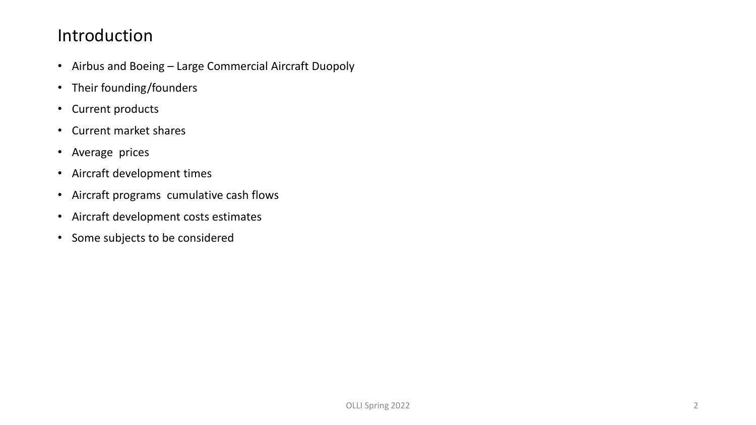# Introduction

- Airbus and Boeing – Large Commercial Aircraft Duopoly
- Their founding/founders
- Current products
- Current market shares
- Average  prices
- Aircraft development times
- Aircraft programs  cumulative cash flows
- Aircraft development costs estimates
- Some subjects to be considered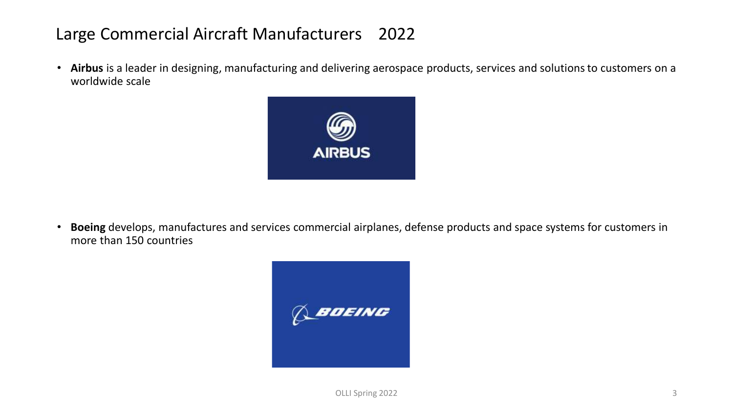# Large Commercial Aircraft Manufacturers 2022

- **Airbus** is a leader in designing, manufacturing and delivering aerospace products, services and solutions to customers on a worldwide scale

- **Boeing** develops, manufactures and services commercial airplanes, defense products and space systems for customers in more than 150 countries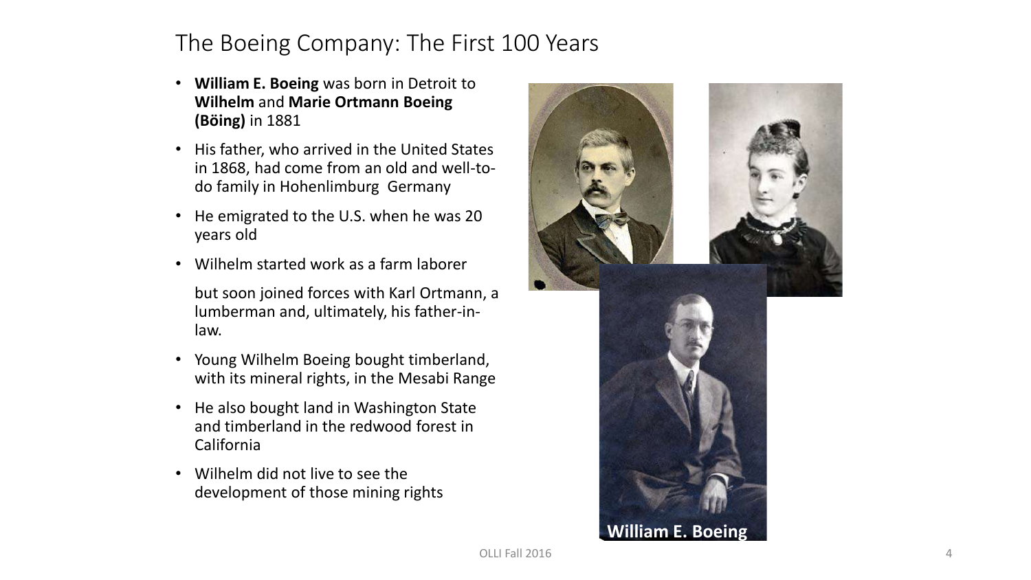# The Boeing Company: The First 100 Years

- **William E. Boeing** was born in Detroit to **Wilhelm** and **Marie Ortmann Boeing (Böing)** in 1881
- His father, who arrived in the United States in 1868, had come from an old and well-to-do family in Hohenlimburg Germany
- He emigrated to the U.S. when he was 20 years old
- Wilhelm started work as a farm laborer

  but soon joined forces with Karl Ortmann, a lumberman and, ultimately, his father-in-law.
- Young Wilhelm Boeing bought timberland, with its mineral rights, in the Mesabi Range
- He also bought land in Washington State and timberland in the redwood forest in California
- Wilhelm did not live to see the development of those mining rights

**William E. Boeing**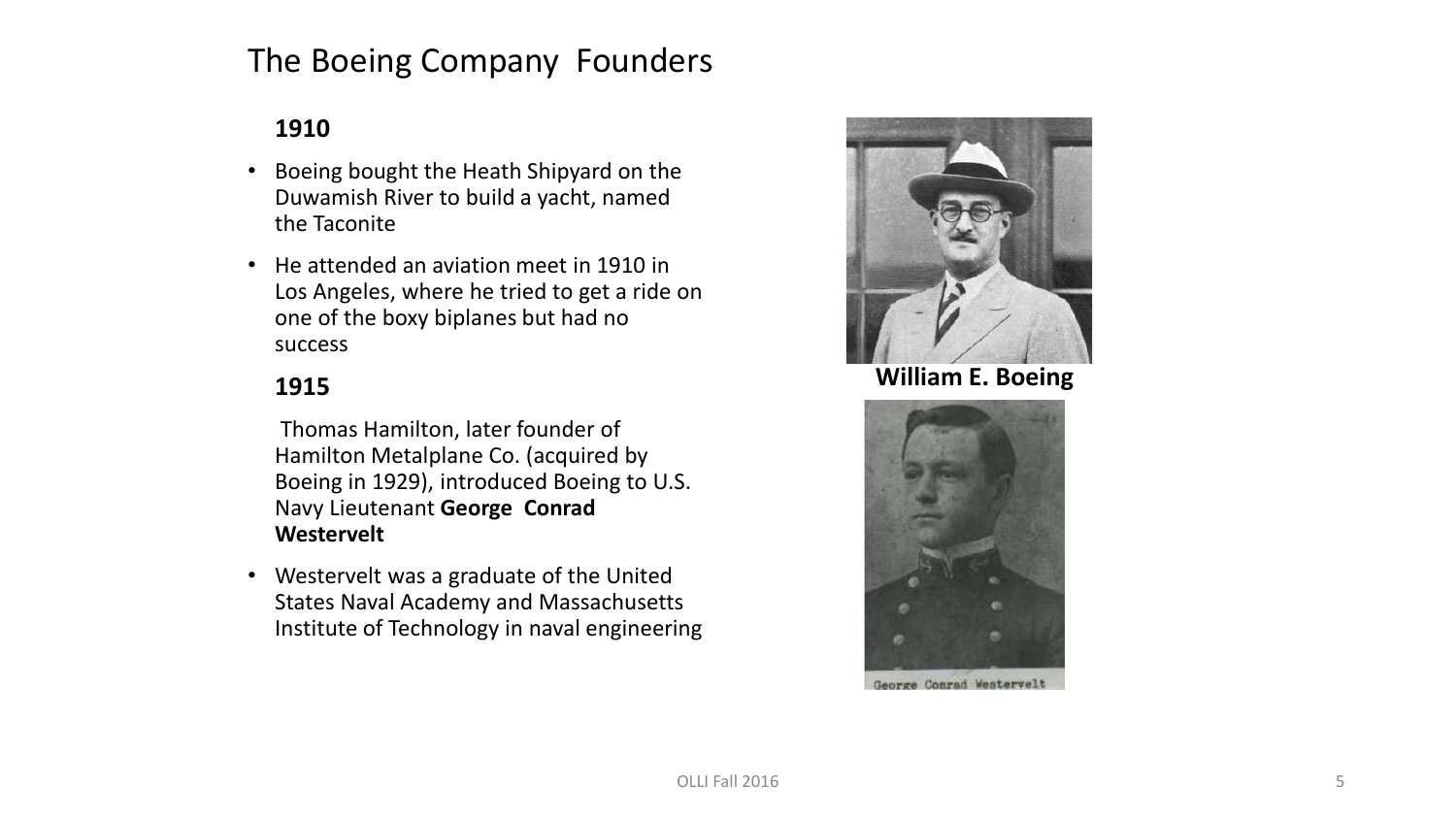# The Boeing Company Founders

**1910**

- Boeing bought the Heath Shipyard on the Duwamish River to build a yacht, named the Taconite
- He attended an aviation meet in 1910 in Los Angeles, where he tried to get a ride on one of the boxy biplanes but had no success

**1915**

Thomas Hamilton, later founder of Hamilton Metalplane Co. (acquired by Boeing in 1929), introduced Boeing to U.S. Navy Lieutenant **George Conrad Westervelt**

- Westervelt was a graduate of the United States Naval Academy and Massachusetts Institute of Technology in naval engineering

**William E. Boeing**

George Conrad Westervelt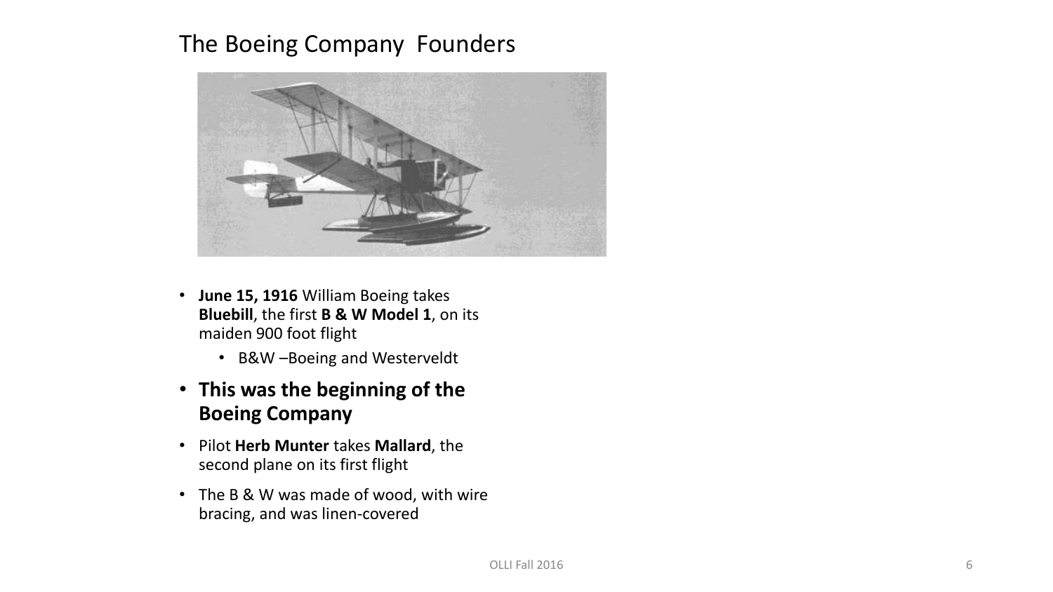# The Boeing Company Founders

- **June 15, 1916** William Boeing takes **Bluebill**, the first **B & W Model 1**, on its maiden 900 foot flight
  - B&W –Boeing and Westerveldt
- **This was the beginning of the Boeing Company**
- Pilot **Herb Munter** takes **Mallard**, the second plane on its first flight
- The B & W was made of wood, with wire bracing, and was linen-covered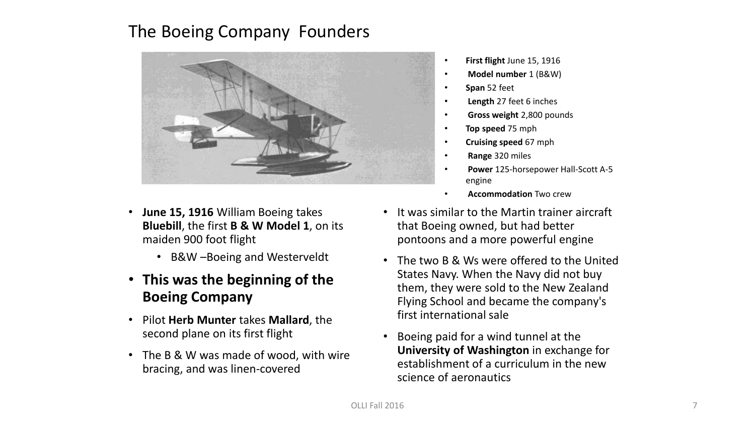# The Boeing Company Founders

- **First flight** June 15, 1916
- **Model number** 1 (B&W)
- **Span** 52 feet
- **Length** 27 feet 6 inches
- **Gross weight** 2,800 pounds
- **Top speed** 75 mph
- **Cruising speed** 67 mph
- **Range** 320 miles
- **Power** 125-horsepower Hall-Scott A-5 engine
- **Accommodation** Two crew

- **June 15, 1916** William Boeing takes **Bluebill**, the first **B & W Model 1**, on its maiden 900 foot flight
  - B&W –Boeing and Westerveldt
- **This was the beginning of the Boeing Company**
- Pilot **Herb Munter** takes **Mallard**, the second plane on its first flight
- The B & W was made of wood, with wire bracing, and was linen-covered

- It was similar to the Martin trainer aircraft that Boeing owned, but had better pontoons and a more powerful engine
- The two B & Ws were offered to the United States Navy. When the Navy did not buy them, they were sold to the New Zealand Flying School and became the company's first international sale
- Boeing paid for a wind tunnel at the **University of Washington** in exchange for establishment of a curriculum in the new science of aeronautics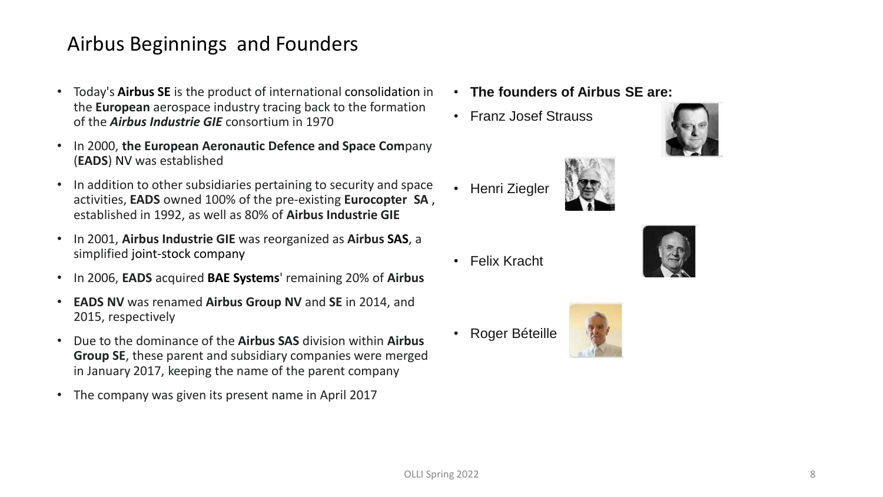# Airbus Beginnings and Founders

- Today's **Airbus SE** is the product of international consolidation in the **European** aerospace industry tracing back to the formation of the ***Airbus Industrie GIE*** consortium in 1970
- In 2000, **the European Aeronautic Defence and Space Com**pany (**EADS**) NV was established
- In addition to other subsidiaries pertaining to security and space activities, **EADS** owned 100% of the pre-existing **Eurocopter SA**, established in 1992, as well as 80% of **Airbus Industrie GIE**
- In 2001, **Airbus Industrie GIE** was reorganized as **Airbus SAS**, a simplified joint-stock company
- In 2006, **EADS** acquired **BAE Systems**' remaining 20% of **Airbus**
- **EADS NV** was renamed **Airbus Group NV** and **SE** in 2014, and 2015, respectively
- Due to the dominance of the **Airbus SAS** division within **Airbus Group SE**, these parent and subsidiary companies were merged in January 2017, keeping the name of the parent company
- The company was given its present name in April 2017

- **The founders of Airbus SE are:**
- Franz Josef Strauss
- Henri Ziegler
- Felix Kracht
- Roger Béteille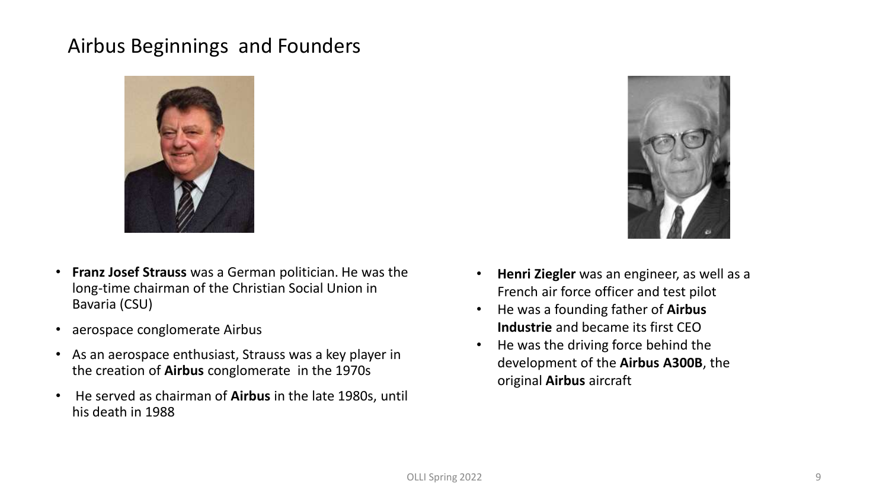# Airbus Beginnings and Founders

- **Franz Josef Strauss** was a German politician. He was the long-time chairman of the Christian Social Union in Bavaria (CSU)
- aerospace conglomerate Airbus
- As an aerospace enthusiast, Strauss was a key player in the creation of **Airbus** conglomerate in the 1970s
- He served as chairman of **Airbus** in the late 1980s, until his death in 1988

- **Henri Ziegler** was an engineer, as well as a French air force officer and test pilot
- He was a founding father of **Airbus Industrie** and became its first CEO
- He was the driving force behind the development of the **Airbus A300B**, the original **Airbus** aircraft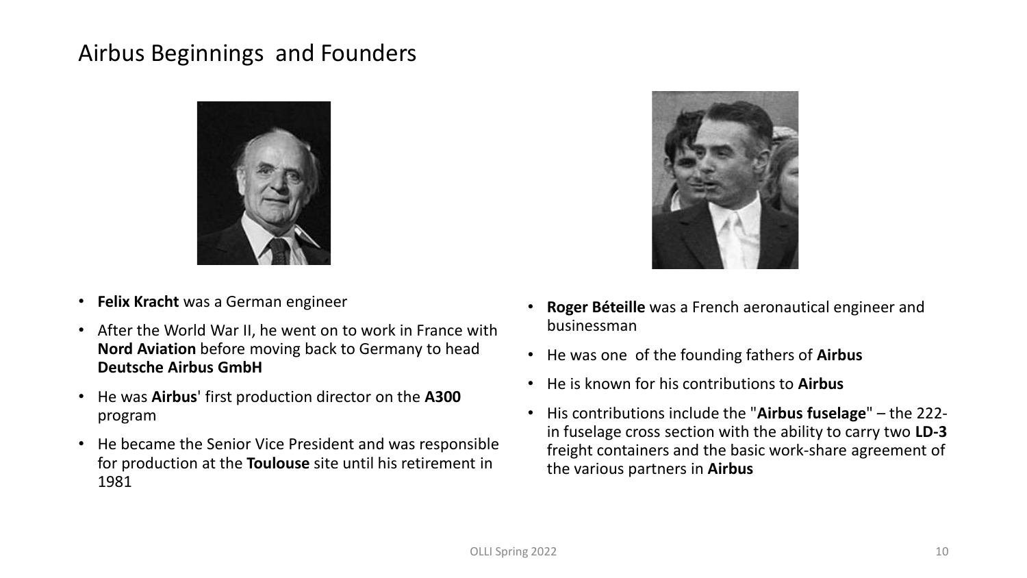# Airbus Beginnings and Founders

- **Felix Kracht** was a German engineer
- After the World War II, he went on to work in France with **Nord Aviation** before moving back to Germany to head **Deutsche Airbus GmbH**
- He was **Airbus**' first production director on the **A300** program
- He became the Senior Vice President and was responsible for production at the **Toulouse** site until his retirement in 1981

- **Roger Béteille** was a French aeronautical engineer and businessman
- He was one of the founding fathers of **Airbus**
- He is known for his contributions to **Airbus**
- His contributions include the "**Airbus fuselage**" – the 222-in fuselage cross section with the ability to carry two **LD-3** freight containers and the basic work-share agreement of the various partners in **Airbus**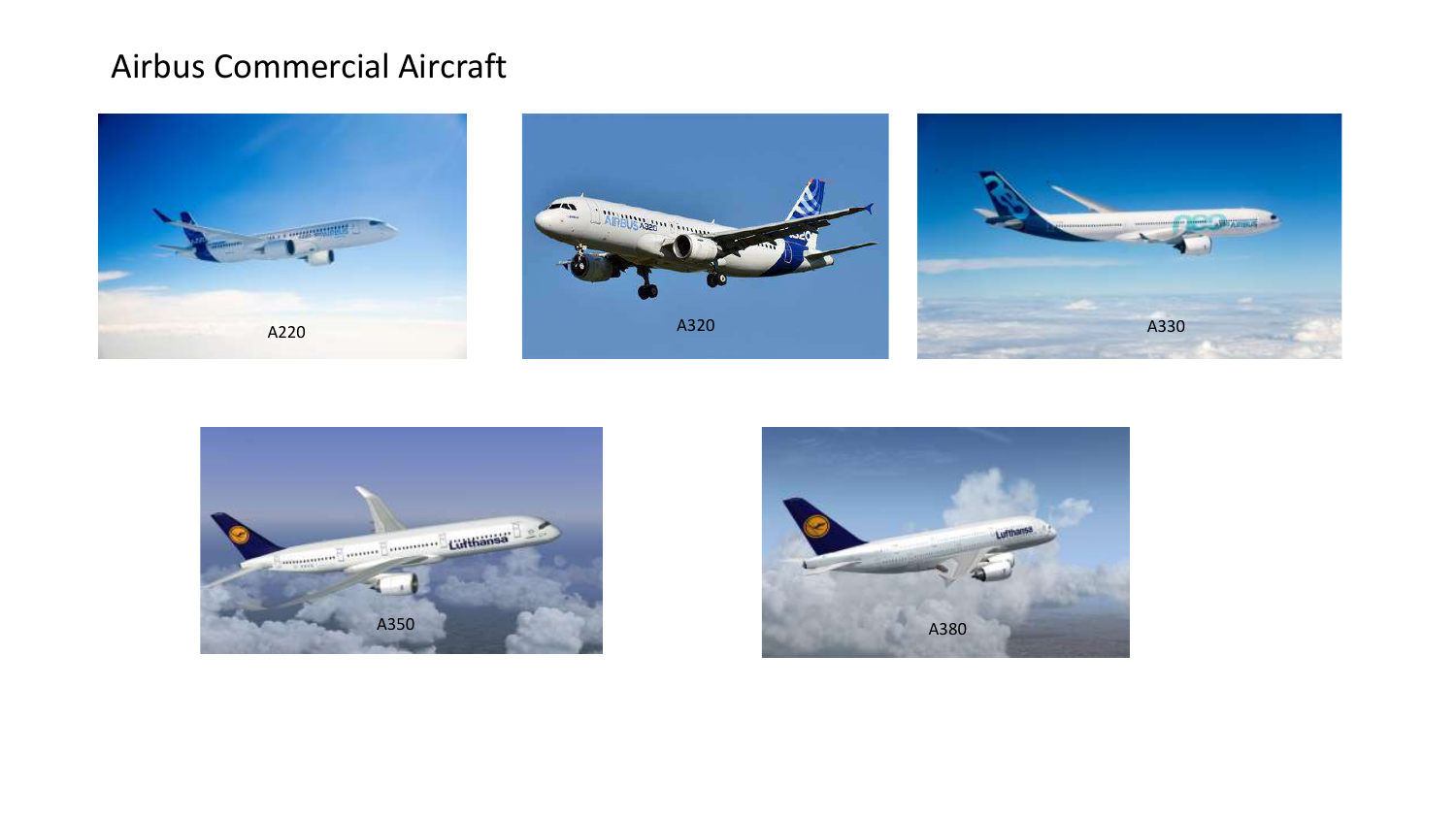# Airbus Commercial Aircraft

A220

A320

A330

A350

A380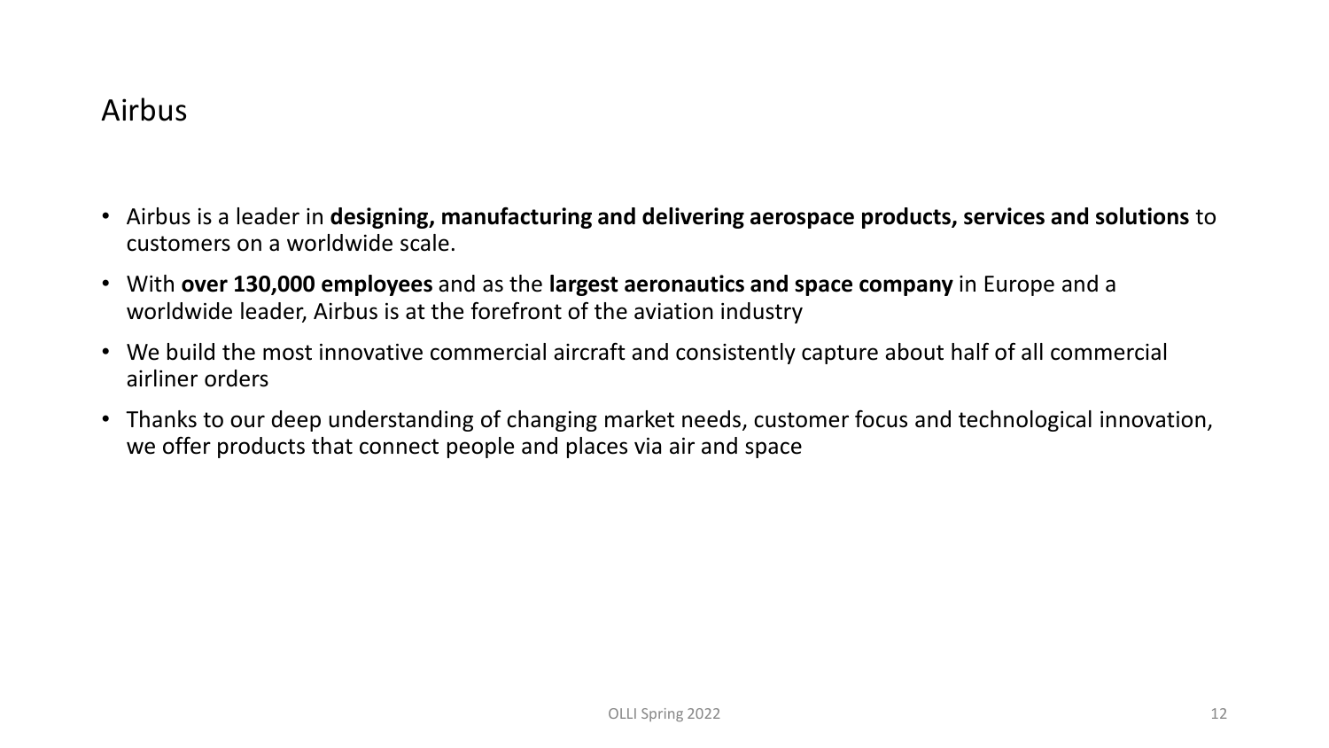# Airbus

- Airbus is a leader in **designing, manufacturing and delivering aerospace products, services and solutions** to customers on a worldwide scale.
- With **over 130,000 employees** and as the **largest aeronautics and space company** in Europe and a worldwide leader, Airbus is at the forefront of the aviation industry
- We build the most innovative commercial aircraft and consistently capture about half of all commercial airliner orders
- Thanks to our deep understanding of changing market needs, customer focus and technological innovation, we offer products that connect people and places via air and space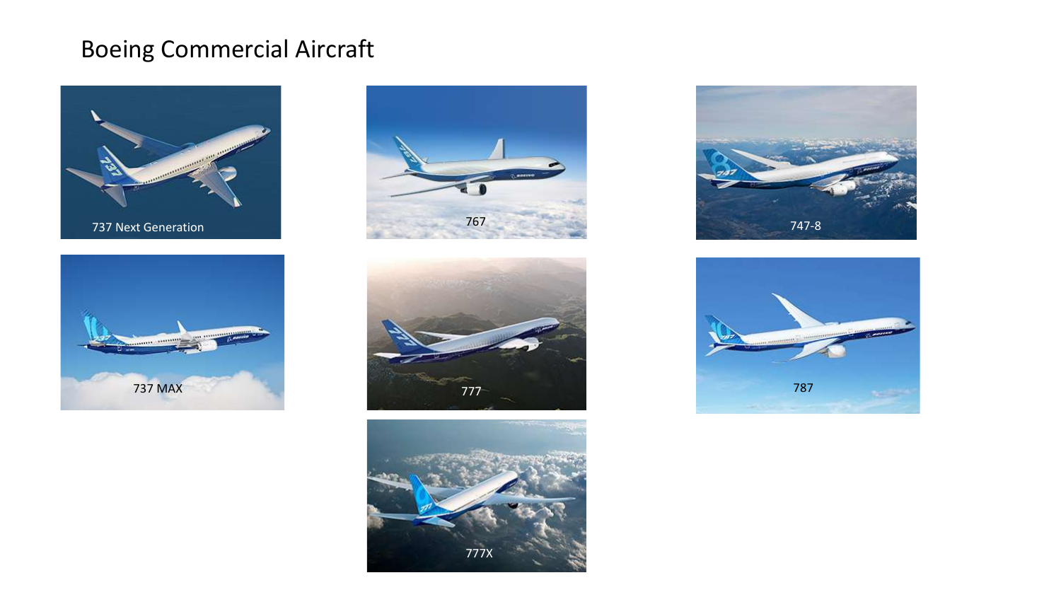# Boeing Commercial Aircraft

737 Next Generation

767

747-8

737 MAX

777

787

777X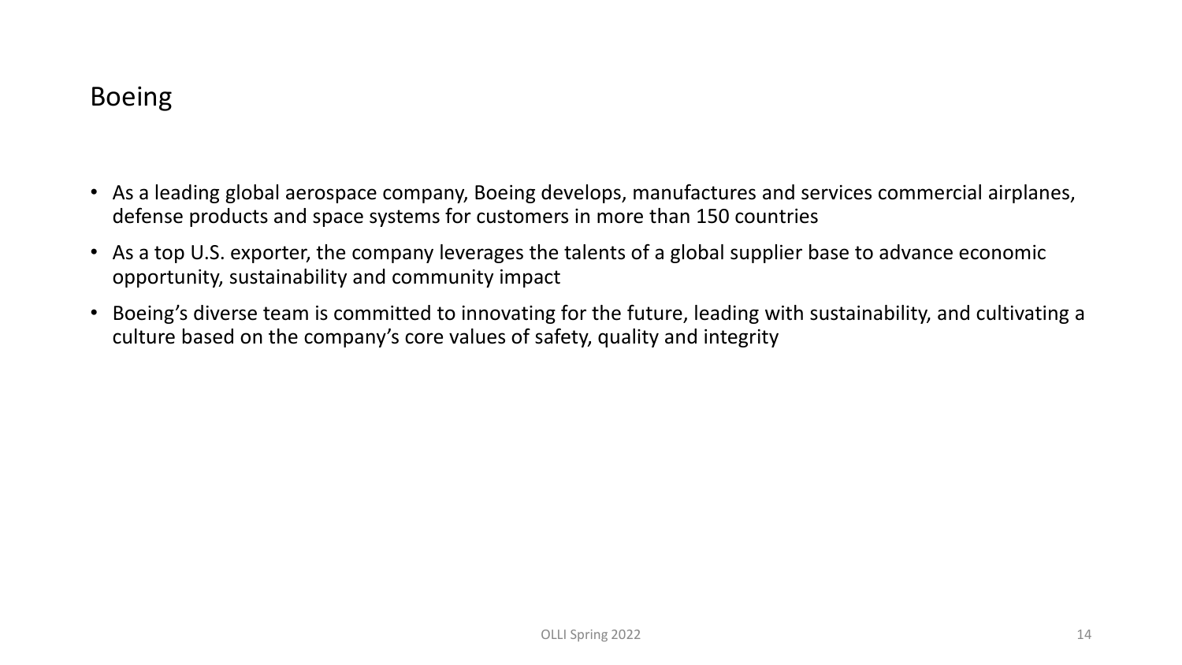# Boeing

- As a leading global aerospace company, Boeing develops, manufactures and services commercial airplanes, defense products and space systems for customers in more than 150 countries
- As a top U.S. exporter, the company leverages the talents of a global supplier base to advance economic opportunity, sustainability and community impact
- Boeing's diverse team is committed to innovating for the future, leading with sustainability, and cultivating a culture based on the company's core values of safety, quality and integrity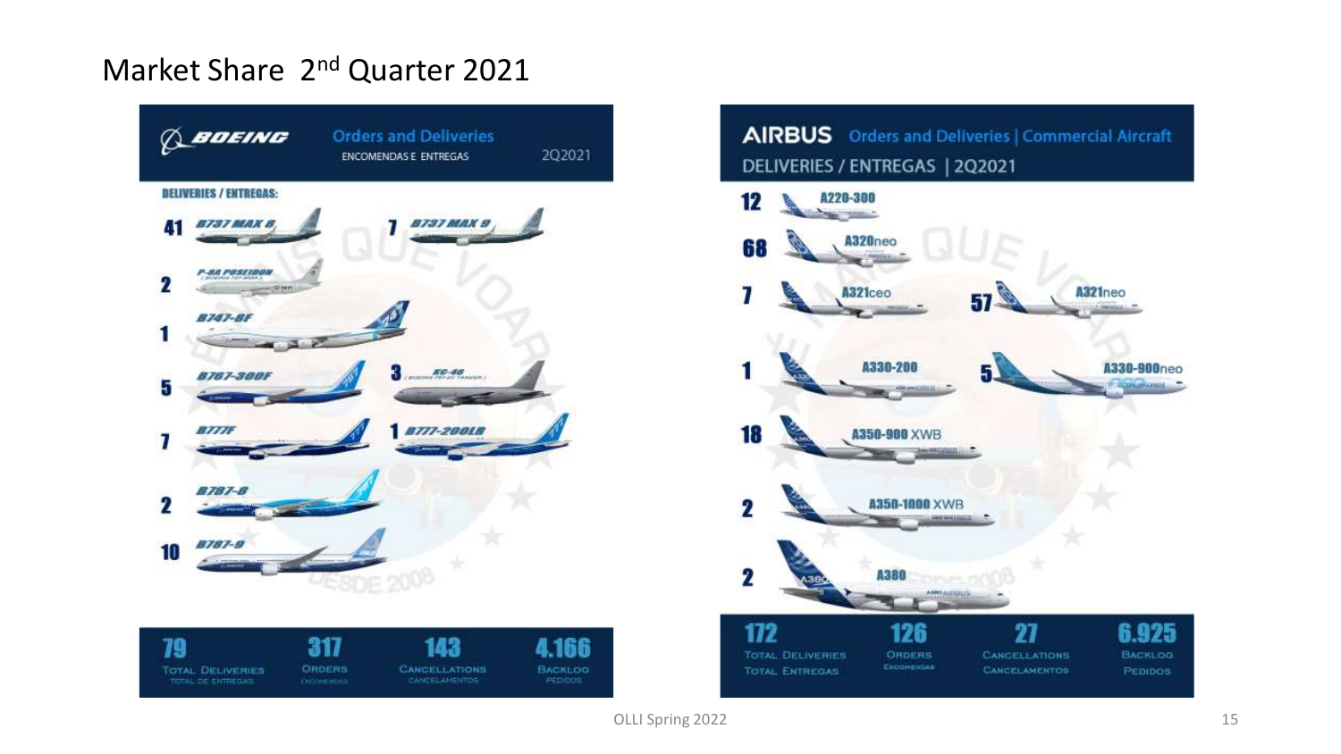# Market Share 2nd Quarter 2021

## BOEING — Orders and Deliveries — ENCOMENDAS E ENTREGAS — 2Q2021

**DELIVERIES / ENTREGAS:**

| Aircraft | Deliveries |
|---|---|
| B737 MAX 8 | 41 |
| B737 MAX 9 | 7 |
| P-8A POSEIDON (BOEING 737-800A) | 2 |
| B747-8F | 1 |
| B767-300F | 5 |
| KC-46 (BOEING 767-2C TANKER) | 3 |
| B777F | 7 |
| B777-200LR | 1 |
| B787-8 | 2 |
| B787-9 | 10 |

| Total Deliveries / Total de Entregas | Orders / Encomendas | Cancellations / Cancelamentos | Backlog / Pedidos |
|---|---|---|---|
| 79 | 317 | 143 | 4.166 |

## AIRBUS — Orders and Deliveries | Commercial Aircraft — DELIVERIES / ENTREGAS | 2Q2021

| Aircraft | Deliveries |
|---|---|
| A220-300 | 12 |
| A320neo | 68 |
| A321ceo | 7 |
| A321neo | 57 |
| A330-200 | 1 |
| A330-900neo | 5 |
| A350-900 XWB | 18 |
| A350-1000 XWB | 2 |
| A380 | 2 |

| Total Deliveries / Total Entregas | Orders / Encomendas | Cancellations / Cancelamentos | Backlog / Pedidos |
|---|---|---|---|
| 172 | 126 | 27 | 6.925 |

OLLI Spring 2022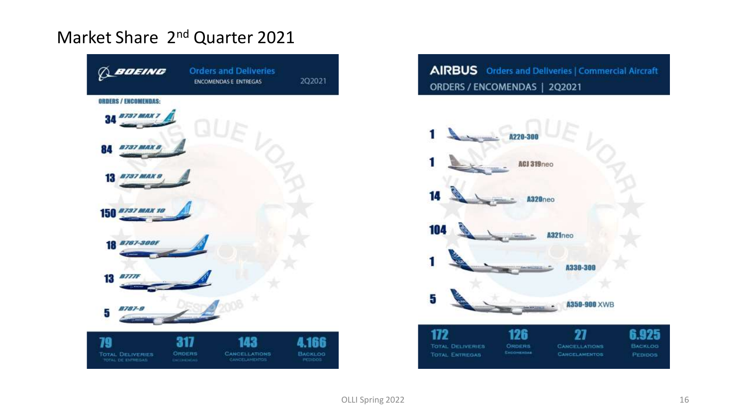# Market Share 2nd Quarter 2021

## BOEING — Orders and Deliveries (ENCOMENDAS E ENTREGAS) — 2Q2021

**ORDERS / ENCOMENDAS:**

| Orders | Aircraft |
|---|---|
| 34 | B737 MAX 7 |
| 84 | B737 MAX 8 |
| 13 | B737 MAX 9 |
| 150 | B737 MAX 10 |
| 18 | B767-300F |
| 13 | B777F |
| 5 | B787-9 |

| 79 | 317 | 143 | 4.166 |
|---|---|---|---|
| Total Deliveries (Total de Entregas) | Orders (Encomendas) | Cancellations (Cancelamentos) | Backlog (Pedidos) |

## AIRBUS — Orders and Deliveries | Commercial Aircraft — ORDERS / ENCOMENDAS | 2Q2021

| Orders | Aircraft |
|---|---|
| 1 | A220-300 |
| 1 | ACJ 319neo |
| 14 | A320neo |
| 104 | A321neo |
| 1 | A330-300 |
| 5 | A350-900 XWB |

| 172 | 126 | 27 | 6.925 |
|---|---|---|---|
| Total Deliveries (Total Entregas) | Orders (Encomendas) | Cancellations (Cancelamentos) | Backlog (Pedidos) |

OLLI Spring 2022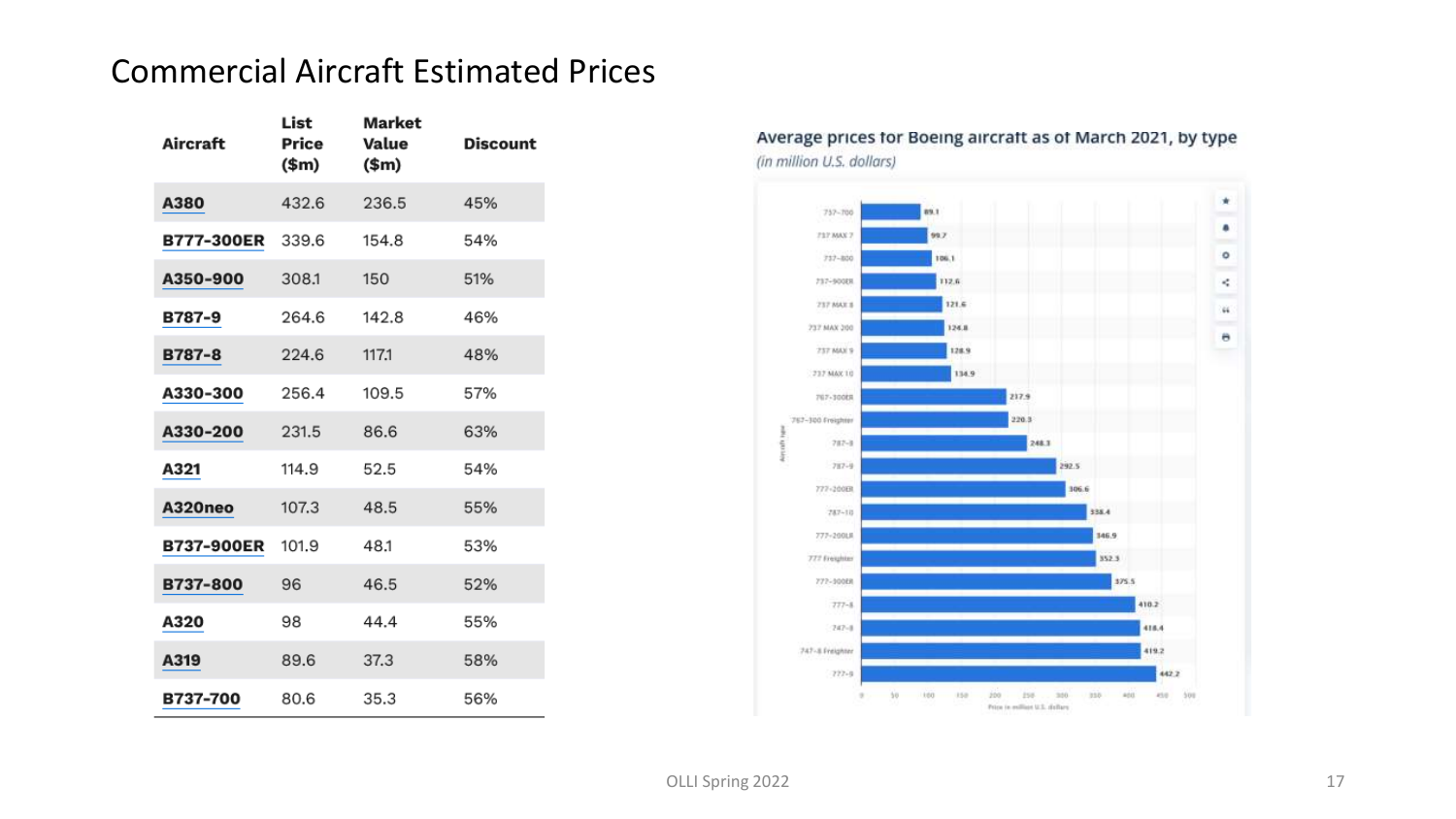# Commercial Aircraft Estimated Prices

| Aircraft | List Price ($m) | Market Value ($m) | Discount |
|---|---|---|---|
| A380 | 432.6 | 236.5 | 45% |
| B777-300ER | 339.6 | 154.8 | 54% |
| A350-900 | 308.1 | 150 | 51% |
| B787-9 | 264.6 | 142.8 | 46% |
| B787-8 | 224.6 | 117.1 | 48% |
| A330-300 | 256.4 | 109.5 | 57% |
| A330-200 | 231.5 | 86.6 | 63% |
| A321 | 114.9 | 52.5 | 54% |
| A320neo | 107.3 | 48.5 | 55% |
| B737-900ER | 101.9 | 48.1 | 53% |
| B737-800 | 96 | 46.5 | 52% |
| A320 | 98 | 44.4 | 55% |
| A319 | 89.6 | 37.3 | 58% |
| B737-700 | 80.6 | 35.3 | 56% |

**Average prices for Boeing aircraft as of March 2021, by type**

*(in million U.S. dollars)*

| Aircraft type | Price in million U.S. dollars |
|---|---|
| 737-700 | 89.1 |
| 737 MAX 7 | 99.7 |
| 737-800 | 106.1 |
| 737-900ER | 112.6 |
| 737 MAX 8 | 121.6 |
| 737 MAX 200 | 124.8 |
| 737 MAX 9 | 128.9 |
| 737 MAX 10 | 134.9 |
| 767-300ER | 217.9 |
| 767-300 Freighter | 220.3 |
| 787-8 | 248.3 |
| 787-9 | 292.5 |
| 777-200ER | 306.6 |
| 787-10 | 338.4 |
| 777-200LR | 346.9 |
| 777 Freighter | 352.3 |
| 777-300ER | 375.5 |
| 777-8 | 410.2 |
| 747-8 | 418.4 |
| 747-8 Freighter | 419.2 |
| 777-9 | 442.2 |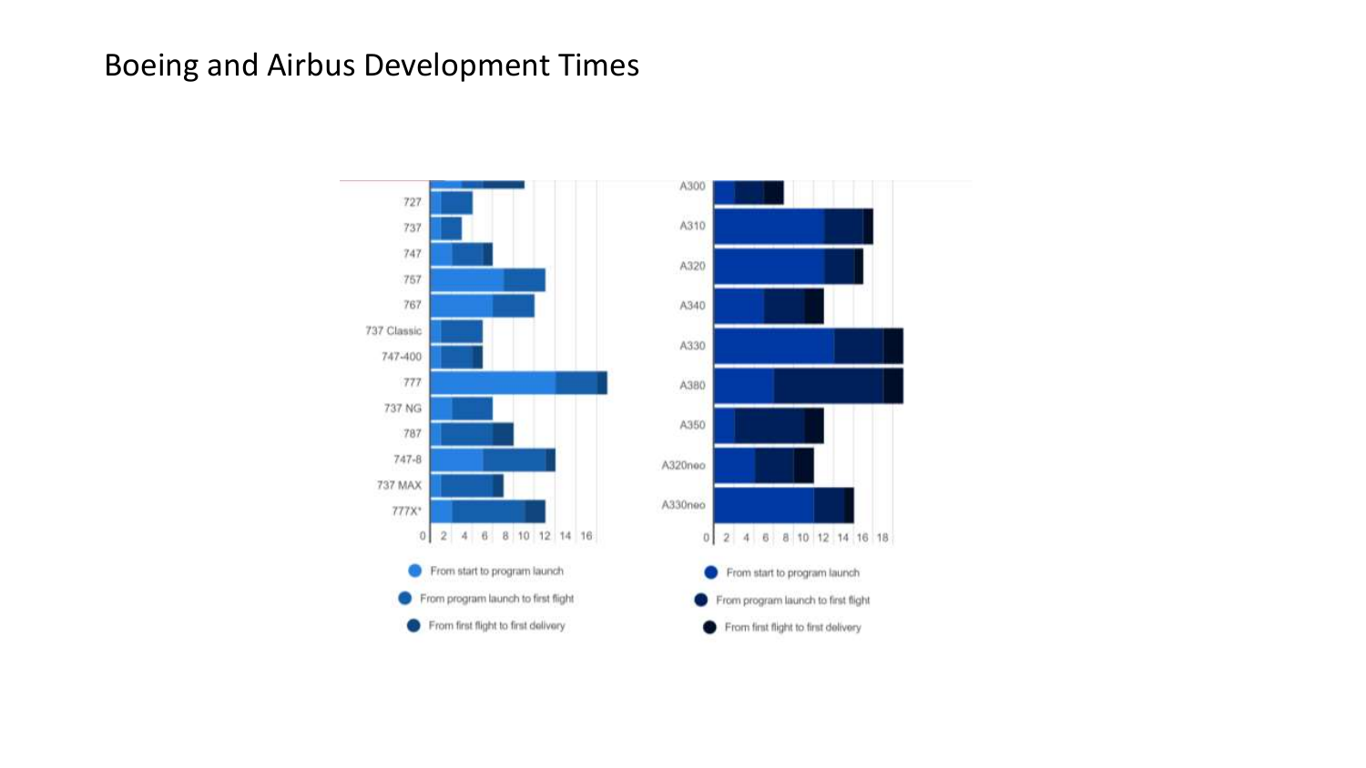# Boeing and Airbus Development Times

| Boeing | |
|---|---|
| 727 | |
| 737 | |
| 747 | |
| 757 | |
| 767 | |
| 737 Classic | |
| 747-400 | |
| 777 | |
| 737 NG | |
| 787 | |
| 747-8 | |
| 737 MAX | |
| 777X* | |

0 2 4 6 8 10 12 14 16

- From start to program launch
- From program launch to first flight
- From first flight to first delivery

| Airbus | |
|---|---|
| A300 | |
| A310 | |
| A320 | |
| A340 | |
| A330 | |
| A380 | |
| A350 | |
| A320neo | |
| A330neo | |

0 2 4 6 8 10 12 14 16 18

- From start to program launch
- From program launch to first flight
- From first flight to first delivery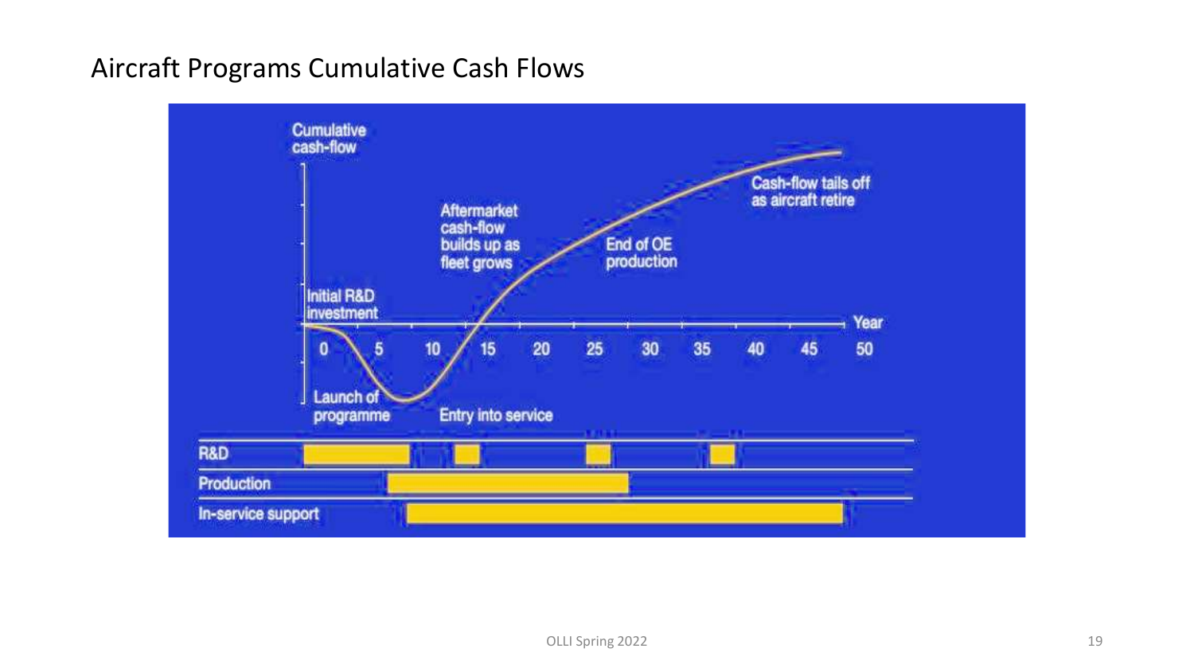# Aircraft Programs Cumulative Cash Flows

Cumulative cash-flow

Initial R&D investment

Launch of programme

Aftermarket cash-flow builds up as fleet grows

Entry into service

End of OE production

Cash-flow tails off as aircraft retire

Year

0 5 10 15 20 25 30 35 40 45 50

R&D

Production

In-service support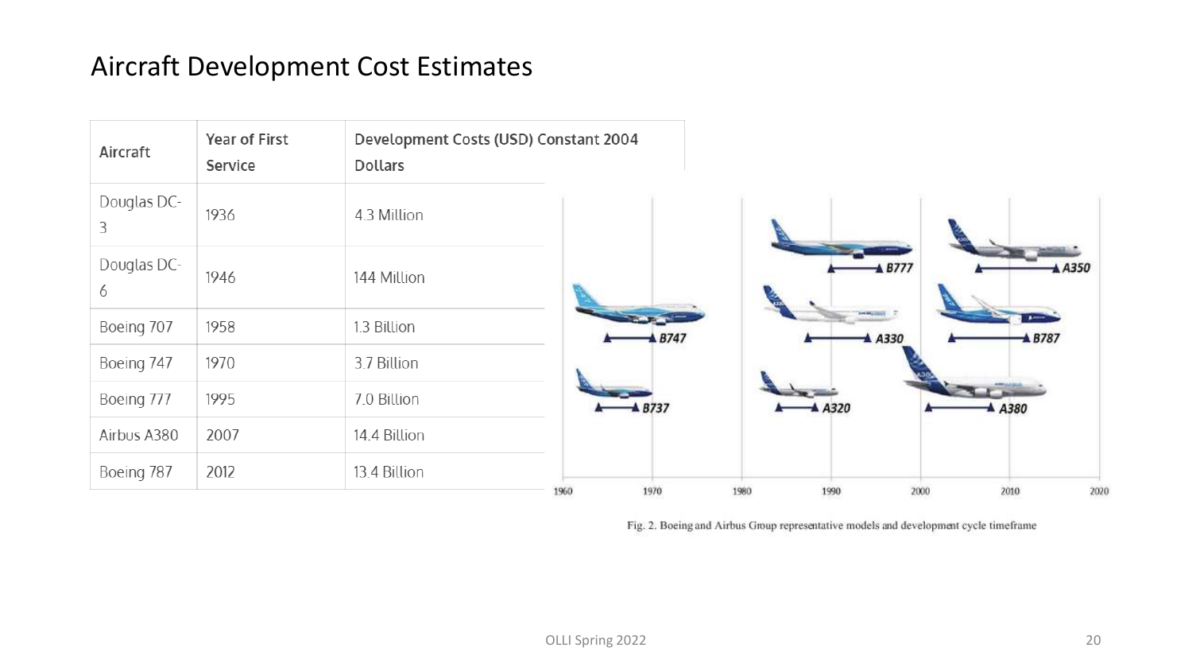# Aircraft Development Cost Estimates

| Aircraft | Year of First Service | Development Costs (USD) Constant 2004 Dollars |
|---|---|---|
| Douglas DC-3 | 1936 | 4.3 Million |
| Douglas DC-6 | 1946 | 144 Million |
| Boeing 707 | 1958 | 1.3 Billion |
| Boeing 747 | 1970 | 3.7 Billion |
| Boeing 777 | 1995 | 7.0 Billion |
| Airbus A380 | 2007 | 14.4 Billion |
| Boeing 787 | 2012 | 13.4 Billion |

Fig. 2. Boeing and Airbus Group representative models and development cycle timeframe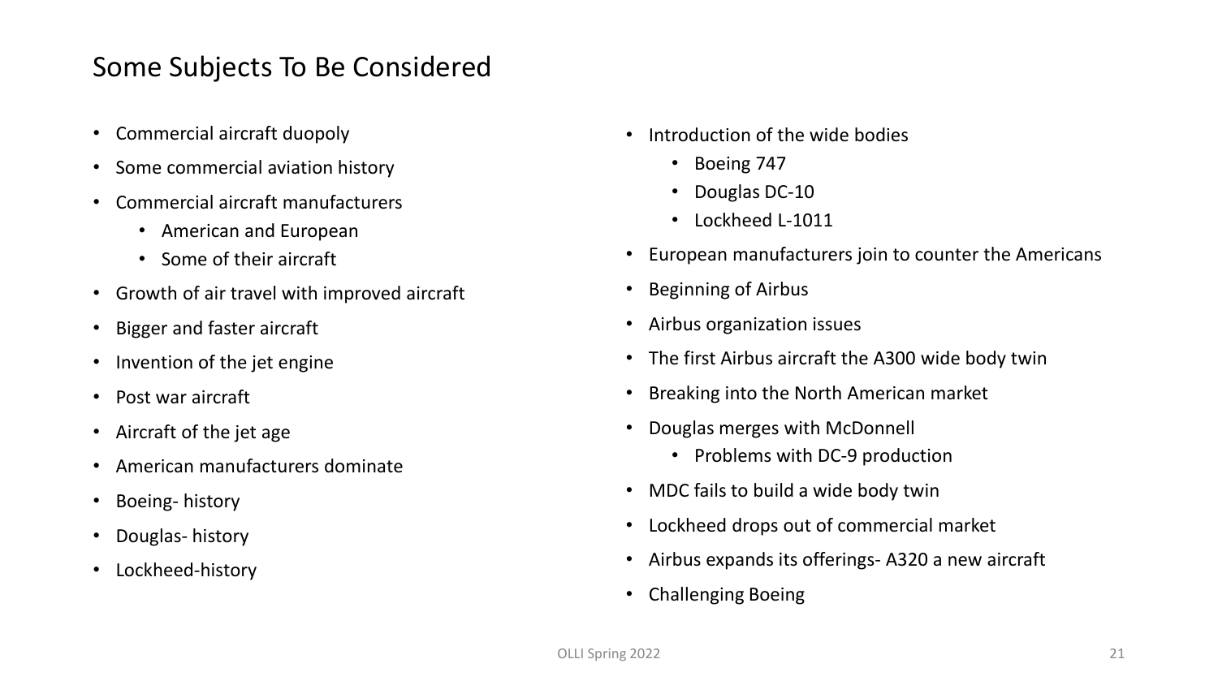# Some Subjects To Be Considered

- Commercial aircraft duopoly
- Some commercial aviation history
- Commercial aircraft manufacturers
  - American and European
  - Some of their aircraft
- Growth of air travel with improved aircraft
- Bigger and faster aircraft
- Invention of the jet engine
- Post war aircraft
- Aircraft of the jet age
- American manufacturers dominate
- Boeing- history
- Douglas- history
- Lockheed-history
- Introduction of the wide bodies
  - Boeing 747
  - Douglas DC-10
  - Lockheed L-1011
- European manufacturers join to counter the Americans
- Beginning of Airbus
- Airbus organization issues
- The first Airbus aircraft the A300 wide body twin
- Breaking into the North American market
- Douglas merges with McDonnell
  - Problems with DC-9 production
- MDC fails to build a wide body twin
- Lockheed drops out of commercial market
- Airbus expands its offerings- A320 a new aircraft
- Challenging Boeing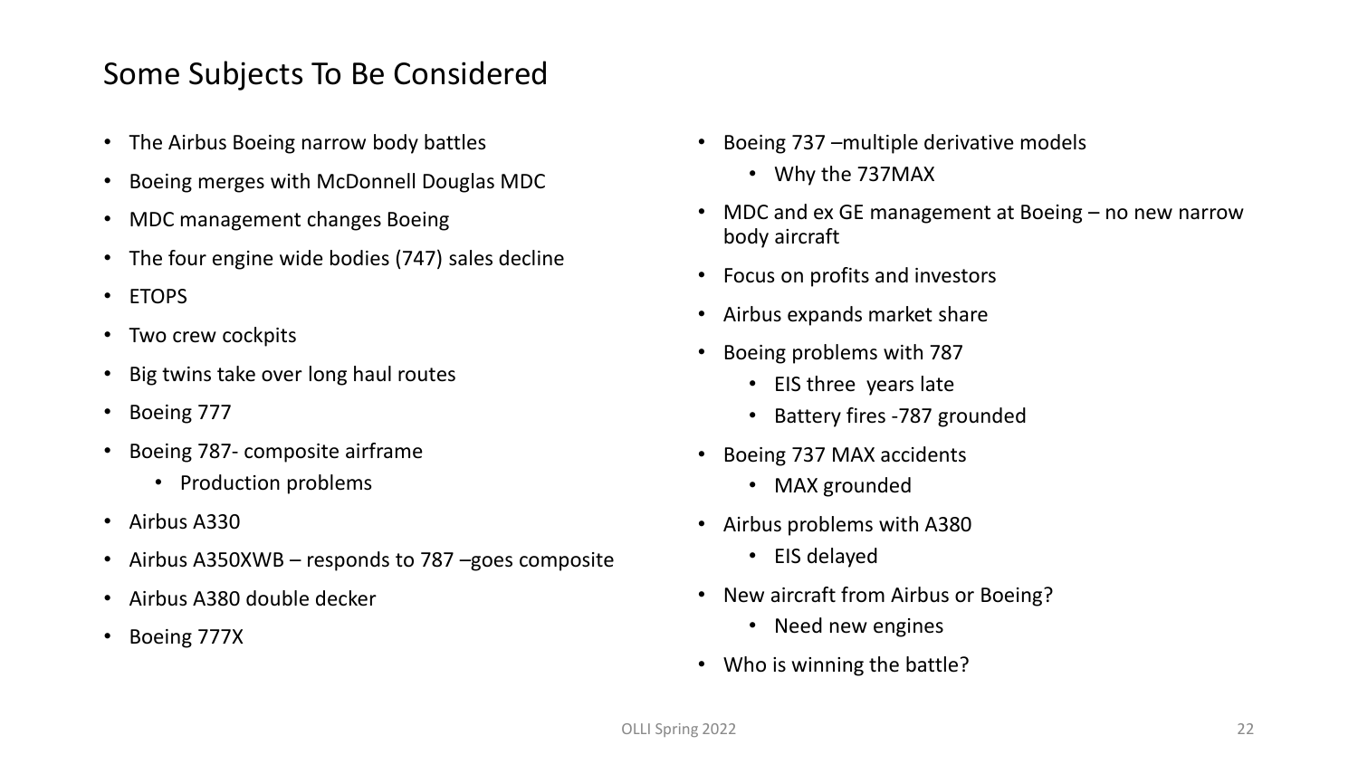# Some Subjects To Be Considered

- The Airbus Boeing narrow body battles
- Boeing merges with McDonnell Douglas MDC
- MDC management changes Boeing
- The four engine wide bodies (747) sales decline
- ETOPS
- Two crew cockpits
- Big twins take over long haul routes
- Boeing 777
- Boeing 787- composite airframe
  - Production problems
- Airbus A330
- Airbus A350XWB – responds to 787 –goes composite
- Airbus A380 double decker
- Boeing 777X
- Boeing 737 –multiple derivative models
  - Why the 737MAX
- MDC and ex GE management at Boeing – no new narrow body aircraft
- Focus on profits and investors
- Airbus expands market share
- Boeing problems with 787
  - EIS three years late
  - Battery fires -787 grounded
- Boeing 737 MAX accidents
  - MAX grounded
- Airbus problems with A380
  - EIS delayed
- New aircraft from Airbus or Boeing?
  - Need new engines
- Who is winning the battle?